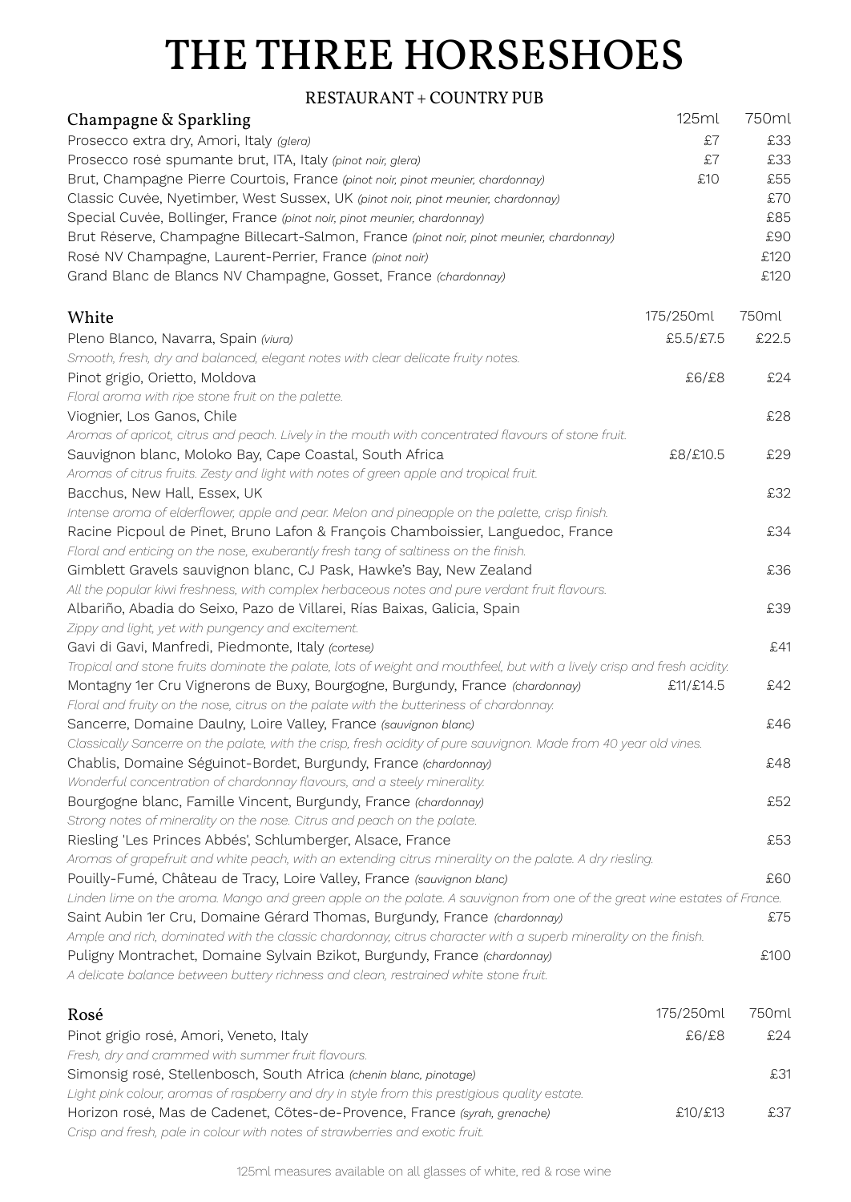# THE THREE HORSESHOES

RESTAURANT + COUNTRY PUB

## Champagne & Sparkling

| Champagne & Sparkling | 125ml | 750ml |
|---|---|---|
| Prosecco extra dry, Amori, Italy *(glera)* | £7 | £33 |
| Prosecco rosé spumante brut, ITA, Italy *(pinot noir, glera)* | £7 | £33 |
| Brut, Champagne Pierre Courtois, France *(pinot noir, pinot meunier, chardonnay)* | £10 | £55 |
| Classic Cuvée, Nyetimber, West Sussex, UK *(pinot noir, pinot meunier, chardonnay)* | | £70 |
| Special Cuvée, Bollinger, France *(pinot noir, pinot meunier, chardonnay)* | | £85 |
| Brut Réserve, Champagne Billecart-Salmon, France *(pinot noir, pinot meunier, chardonnay)* | | £90 |
| Rosé NV Champagne, Laurent-Perrier, France *(pinot noir)* | | £120 |
| Grand Blanc de Blancs NV Champagne, Gosset, France *(chardonnay)* | | £120 |

## White

| White | 175/250ml | 750ml |
|---|---|---|
| Pleno Blanco, Navarra, Spain *(viura)*<br>*Smooth, fresh, dry and balanced, elegant notes with clear delicate fruity notes.* | £5.5/£7.5 | £22.5 |
| Pinot grigio, Orietto, Moldova<br>*Floral aroma with ripe stone fruit on the palette.* | £6/£8 | £24 |
| Viognier, Los Ganos, Chile<br>*Aromas of apricot, citrus and peach. Lively in the mouth with concentrated flavours of stone fruit.* | | £28 |
| Sauvignon blanc, Moloko Bay, Cape Coastal, South Africa<br>*Aromas of citrus fruits. Zesty and light with notes of green apple and tropical fruit.* | £8/£10.5 | £29 |
| Bacchus, New Hall, Essex, UK<br>*Intense aroma of elderflower, apple and pear. Melon and pineapple on the palette, crisp finish.* | | £32 |
| Racine Picpoul de Pinet, Bruno Lafon & François Chamboissier, Languedoc, France<br>*Floral and enticing on the nose, exuberantly fresh tang of saltiness on the finish.* | | £34 |
| Gimblett Gravels sauvignon blanc, CJ Pask, Hawke's Bay, New Zealand<br>*All the popular kiwi freshness, with complex herbaceous notes and pure verdant fruit flavours.* | | £36 |
| Albariño, Abadia do Seixo, Pazo de Villarei, Rías Baixas, Galicia, Spain<br>*Zippy and light, yet with pungency and excitement.* | | £39 |
| Gavi di Gavi, Manfredi, Piedmonte, Italy *(cortese)*<br>*Tropical and stone fruits dominate the palate, lots of weight and mouthfeel, but with a lively crisp and fresh acidity.* | | £41 |
| Montagny 1er Cru Vignerons de Buxy, Bourgogne, Burgundy, France *(chardonnay)*<br>*Floral and fruity on the nose, citrus on the palate with the butteriness of chardonnay.* | £11/£14.5 | £42 |
| Sancerre, Domaine Daulny, Loire Valley, France *(sauvignon blanc)*<br>*Classically Sancerre on the palate, with the crisp, fresh acidity of pure sauvignon. Made from 40 year old vines.* | | £46 |
| Chablis, Domaine Séguinot-Bordet, Burgundy, France *(chardonnay)*<br>*Wonderful concentration of chardonnay flavours, and a steely minerality.* | | £48 |
| Bourgogne blanc, Famille Vincent, Burgundy, France *(chardonnay)*<br>*Strong notes of minerality on the nose. Citrus and peach on the palate.* | | £52 |
| Riesling 'Les Princes Abbés', Schlumberger, Alsace, France<br>*Aromas of grapefruit and white peach, with an extending citrus minerality on the palate. A dry riesling.* | | £53 |
| Pouilly-Fumé, Château de Tracy, Loire Valley, France *(sauvignon blanc)*<br>*Linden lime on the aroma. Mango and green apple on the palate. A sauvignon from one of the great wine estates of France.* | | £60 |
| Saint Aubin 1er Cru, Domaine Gérard Thomas, Burgundy, France *(chardonnay)*<br>*Ample and rich, dominated with the classic chardonnay, citrus character with a superb minerality on the finish.* | | £75 |
| Puligny Montrachet, Domaine Sylvain Bzikot, Burgundy, France *(chardonnay)*<br>*A delicate balance between buttery richness and clean, restrained white stone fruit.* | | £100 |

## Rosé

| Rosé | 175/250ml | 750ml |
|---|---|---|
| Pinot grigio rosé, Amori, Veneto, Italy<br>*Fresh, dry and crammed with summer fruit flavours.* | £6/£8 | £24 |
| Simonsig rosé, Stellenbosch, South Africa *(chenin blanc, pinotage)*<br>*Light pink colour, aromas of raspberry and dry in style from this prestigious quality estate.* | | £31 |
| Horizon rosé, Mas de Cadenet, Côtes-de-Provence, France *(syrah, grenache)*<br>*Crisp and fresh, pale in colour with notes of strawberries and exotic fruit.* | £10/£13 | £37 |

125ml measures available on all glasses of white, red & rose wine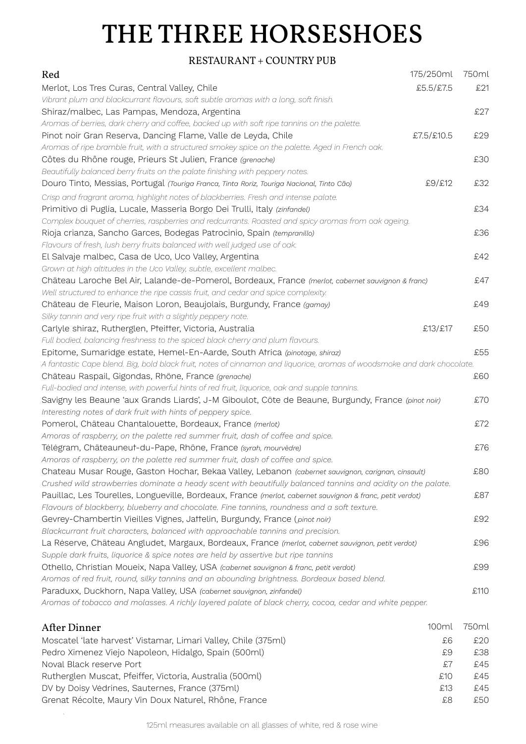# THE THREE HORSESHOES

RESTAURANT + COUNTRY PUB

| Red | 175/250ml | 750ml |
| --- | --- | --- |
| Merlot, Los Tres Curas, Central Valley, Chile<br>*Vibrant plum and blackcurrant flavours, soft subtle aromas with a long, soft finish.* | £5.5/£7.5 | £21 |
| Shiraz/malbec, Las Pampas, Mendoza, Argentina<br>*Aromas of berries, dark cherry and coffee, backed up with soft ripe tannins on the palette.* | | £27 |
| Pinot noir Gran Reserva, Dancing Flame, Valle de Leyda, Chile<br>*Aromas of ripe bramble fruit, with a structured smokey spice on the palette. Aged in French oak.* | £7.5/£10.5 | £29 |
| Côtes du Rhône rouge, Prieurs St Julien, France *(grenache)*<br>*Beautifully balanced berry fruits on the palate finishing with peppery notes.* | | £30 |
| Douro Tinto, Messias, Portugal *(Touriga Franca, Tinta Roriz, Touriga Nacional, Tinto Cão)*<br>*Crisp and fragrant aroma, highlight notes of blackberries. Fresh and intense palate.* | £9/£12 | £32 |
| Primitivo di Puglia, Lucale, Masseria Borgo Dei Trulli, Italy *(zinfandel)*<br>*Complex bouquet of cherries, raspberries and redcurrants. Roasted and spicy aromas from oak ageing.* | | £34 |
| Rioja crianza, Sancho Garces, Bodegas Patrocinio, Spain *(tempranillo)*<br>*Flavours of fresh, lush berry fruits balanced with well judged use of oak.* | | £36 |
| El Salvaje malbec, Casa de Uco, Uco Valley, Argentina<br>*Grown at high altitudes in the Uco Valley, subtle, excellent malbec.* | | £42 |
| Château Laroche Bel Air, Lalande-de-Pomerol, Bordeaux, France *(merlot, cabernet sauvignon & franc)*<br>*Well structured to enhance the ripe cassis fruit, and cedar and spice complexity.* | | £47 |
| Château de Fleurie, Maison Loron, Beaujolais, Burgundy, France *(gamay)*<br>*Silky tannin and very ripe fruit with a slightly peppery note.* | | £49 |
| Carlyle shiraz, Rutherglen, Pfeiffer, Victoria, Australia<br>*Full bodied, balancing freshness to the spiced black cherry and plum flavours.* | £13/£17 | £50 |
| Epitome, Sumaridge estate, Hemel-En-Aarde, South Africa *(pinotage, shiraz)*<br>*A fantastic Cape blend. Big, bold black fruit, notes of cinnamon and liquorice, aromas of woodsmoke and dark chocolate.* | | £55 |
| Château Raspail, Gigondas, Rhône, France *(grenache)*<br>*Full-bodied and intense, with powerful hints of red fruit, liquorice, oak and supple tannins.* | | £60 |
| Savigny les Beaune 'aux Grands Liards', J-M Giboulot, Côte de Beaune, Burgundy, France *(pinot noir)*<br>*Interesting notes of dark fruit with hints of peppery spice.* | | £70 |
| Pomerol, Château Chantalouette, Bordeaux, France *(merlot)*<br>*Amoras of raspberry, on the palette red summer fruit, dash of coffee and spice.* | | £72 |
| Télégram, Châteauneuf-du-Pape, Rhône, France *(syrah, mourvèdre)*<br>*Amoras of raspberry, on the palette red summer fruit, dash of coffee and spice.* | | £76 |
| Chateau Musar Rouge, Gaston Hochar, Bekaa Valley, Lebanon *(cabernet sauvignon, carignan, cinsault)*<br>*Crushed wild strawberries dominate a heady scent with beautifully balanced tannins and acidity on the palate.* | | £80 |
| Pauillac, Les Tourelles, Longueville, Bordeaux, France *(merlot, cabernet sauvignon & franc, petit verdot)*<br>*Flavours of blackberry, blueberry and chocolate. Fine tannins, roundness and a soft texture.* | | £87 |
| Gevrey-Chambertin Vieilles Vignes, Jaffelin, Burgundy, France (*pinot noir)*<br>*Blackcurrant fruit characters, balanced with approachable tannins and precision.* | | £92 |
| La Réserve, Château Angludet, Margaux, Bordeaux, France *(merlot, cabernet sauvignon, petit verdot)*<br>*Supple dark fruits, liquorice & spice notes are held by assertive but ripe tannins* | | £96 |
| Othello, Christian Moueix, Napa Valley, USA *(cabernet sauvignon & franc, petit verdot)*<br>*Aromas of red fruit, round, silky tannins and an abounding brightness. Bordeaux based blend.* | | £99 |
| Paraduxx, Duckhorn, Napa Valley, USA *(cabernet sauvignon, zinfandel)*<br>*Aromas of tobacco and molasses. A richly layered palate of black cherry, cocoa, cedar and white pepper.* | | £110 |

| After Dinner | 100ml | 750ml |
| --- | --- | --- |
| Moscatel 'late harvest' Vistamar, Limari Valley, Chile (375ml) | £6 | £20 |
| Pedro Ximenez Viejo Napoleon, Hidalgo, Spain (500ml) | £9 | £38 |
| Noval Black reserve Port | £7 | £45 |
| Rutherglen Muscat, Pfeiffer, Victoria, Australia (500ml) | £10 | £45 |
| DV by Doisy Védrines, Sauternes, France (375ml) | £13 | £45 |
| Grenat Récolte, Maury Vin Doux Naturel, Rhône, France | £8 | £50 |

125ml measures available on all glasses of white, red & rose wine